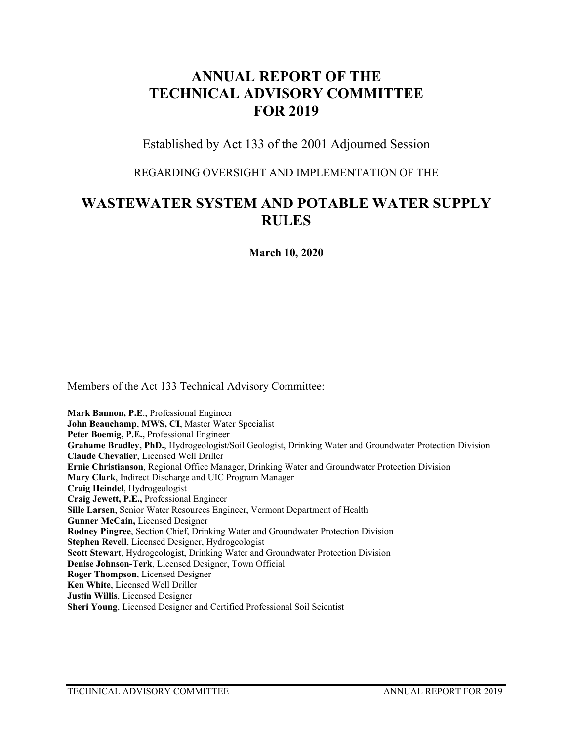# ANNUAL REPORT OF THE TECHNICAL ADVISORY COMMITTEE FOR 2019

Established by Act 133 of the 2001 Adjourned Session

REGARDING OVERSIGHT AND IMPLEMENTATION OF THE

## WASTEWATER SYSTEM AND POTABLE WATER SUPPLY RULES

**March 10, 2020**

Members of the Act 133 Technical Advisory Committee:

**Mark Bannon, P.E**., Professional Engineer
**John Beauchamp**, **MWS, CI**, Master Water Specialist
**Peter Boemig, P.E.,** Professional Engineer
**Grahame Bradley, PhD.**, Hydrogeologist/Soil Geologist, Drinking Water and Groundwater Protection Division
**Claude Chevalier**, Licensed Well Driller
**Ernie Christianson**, Regional Office Manager, Drinking Water and Groundwater Protection Division
**Mary Clark**, Indirect Discharge and UIC Program Manager
**Craig Heindel**, Hydrogeologist
**Craig Jewett, P.E.,** Professional Engineer
**Sille Larsen**, Senior Water Resources Engineer, Vermont Department of Health
**Gunner McCain,** Licensed Designer
**Rodney Pingree**, Section Chief, Drinking Water and Groundwater Protection Division
**Stephen Revell**, Licensed Designer, Hydrogeologist
**Scott Stewart**, Hydrogeologist, Drinking Water and Groundwater Protection Division
**Denise Johnson-Terk**, Licensed Designer, Town Official
**Roger Thompson**, Licensed Designer
**Ken White**, Licensed Well Driller
**Justin Willis**, Licensed Designer
**Sheri Young**, Licensed Designer and Certified Professional Soil Scientist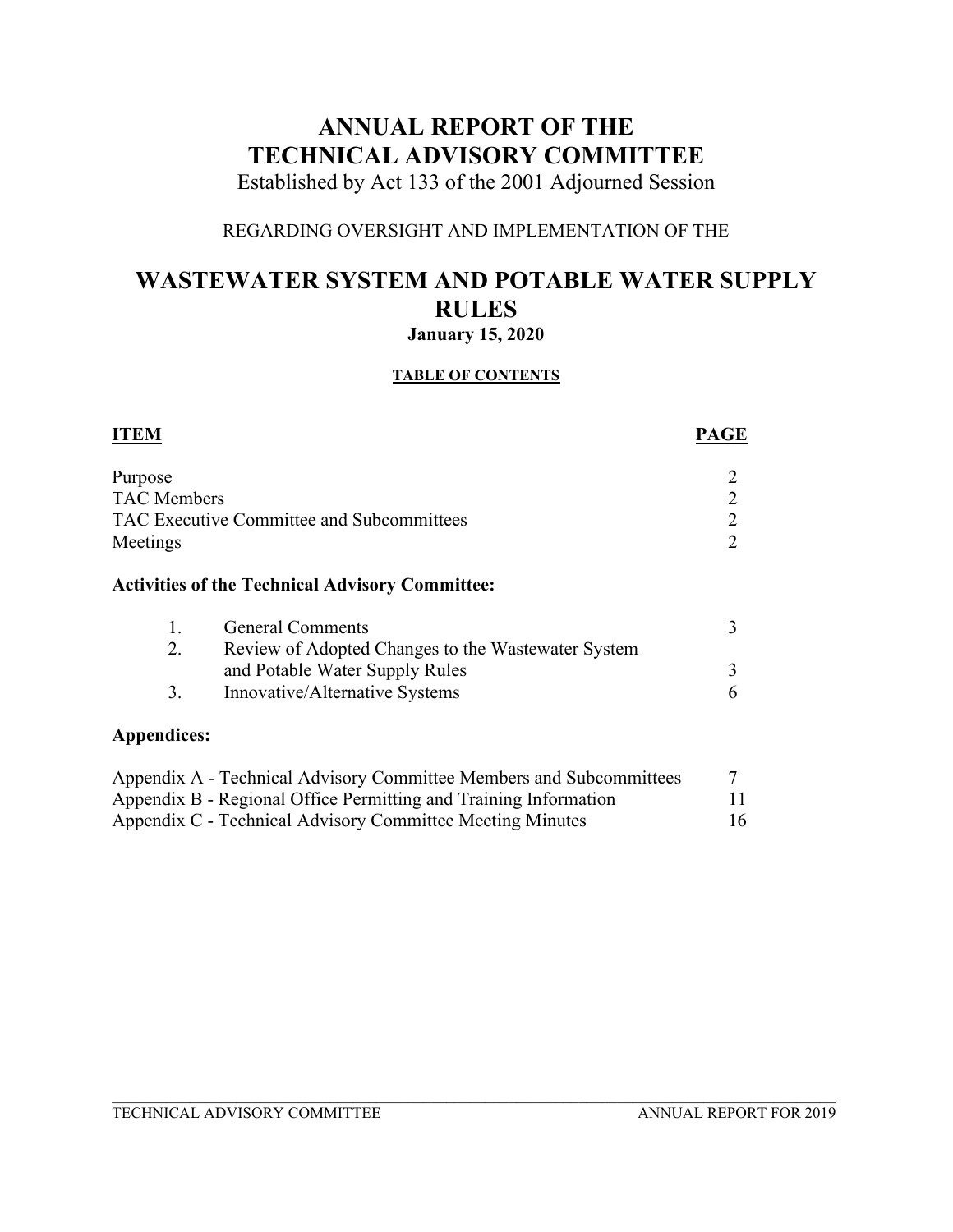# ANNUAL REPORT OF THE TECHNICAL ADVISORY COMMITTEE

Established by Act 133 of the 2001 Adjourned Session

REGARDING OVERSIGHT AND IMPLEMENTATION OF THE

# WASTEWATER SYSTEM AND POTABLE WATER SUPPLY RULES

**January 15, 2020**

**TABLE OF CONTENTS**

| **ITEM** | **PAGE** |
|---|---|
| Purpose | 2 |
| TAC Members | 2 |
| TAC Executive Committee and Subcommittees | 2 |
| Meetings | 2 |

**Activities of the Technical Advisory Committee:**

| | | |
|---|---|---|
| 1. | General Comments | 3 |
| 2. | Review of Adopted Changes to the Wastewater System and Potable Water Supply Rules | 3 |
| 3. | Innovative/Alternative Systems | 6 |

**Appendices:**

| | |
|---|---|
| Appendix A - Technical Advisory Committee Members and Subcommittees | 7 |
| Appendix B - Regional Office Permitting and Training Information | 11 |
| Appendix C - Technical Advisory Committee Meeting Minutes | 16 |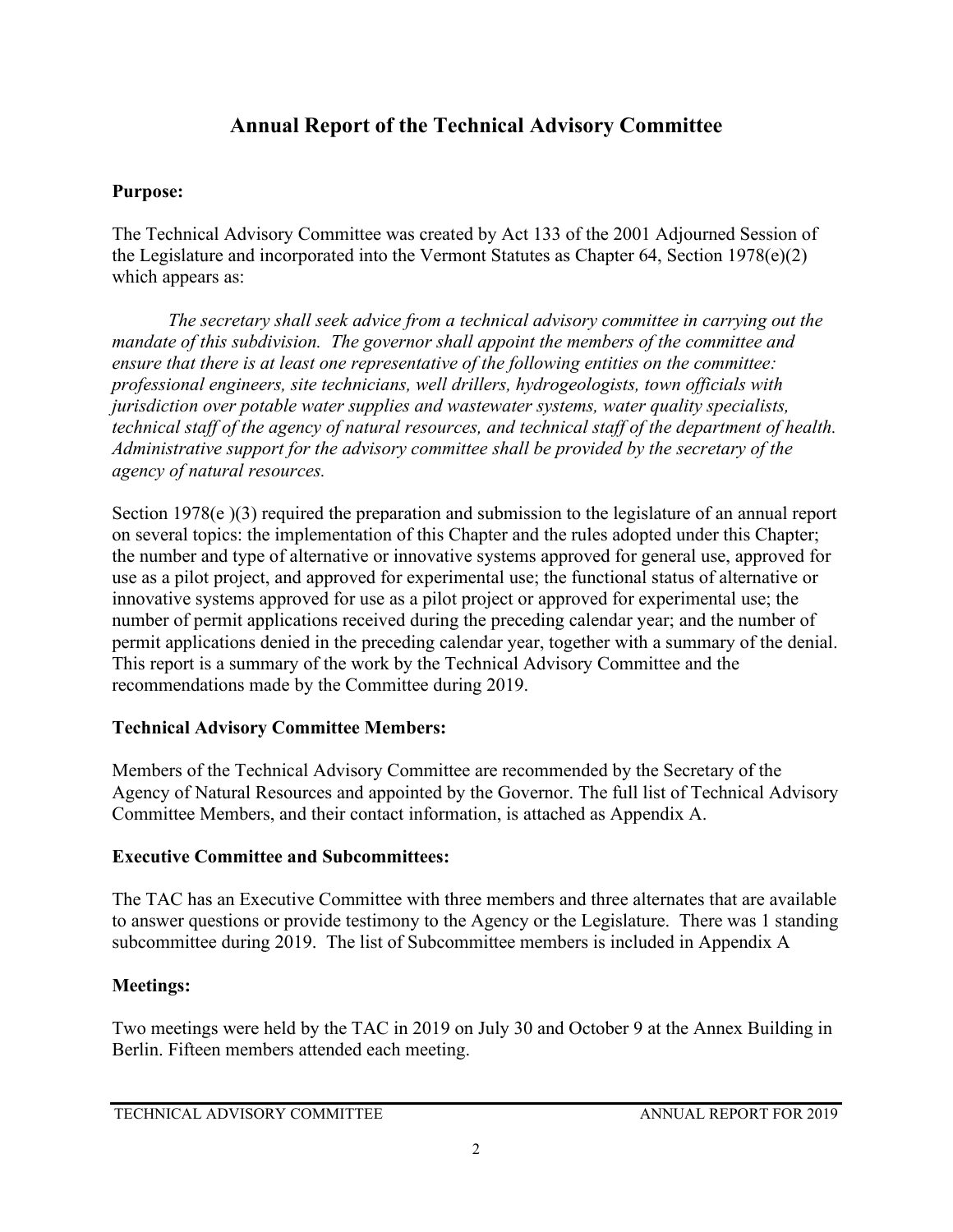# Annual Report of the Technical Advisory Committee

**Purpose:**

The Technical Advisory Committee was created by Act 133 of the 2001 Adjourned Session of the Legislature and incorporated into the Vermont Statutes as Chapter 64, Section 1978(e)(2) which appears as:

*The secretary shall seek advice from a technical advisory committee in carrying out the mandate of this subdivision. The governor shall appoint the members of the committee and ensure that there is at least one representative of the following entities on the committee: professional engineers, site technicians, well drillers, hydrogeologists, town officials with jurisdiction over potable water supplies and wastewater systems, water quality specialists, technical staff of the agency of natural resources, and technical staff of the department of health. Administrative support for the advisory committee shall be provided by the secretary of the agency of natural resources.*

Section 1978(e )(3) required the preparation and submission to the legislature of an annual report on several topics: the implementation of this Chapter and the rules adopted under this Chapter; the number and type of alternative or innovative systems approved for general use, approved for use as a pilot project, and approved for experimental use; the functional status of alternative or innovative systems approved for use as a pilot project or approved for experimental use; the number of permit applications received during the preceding calendar year; and the number of permit applications denied in the preceding calendar year, together with a summary of the denial. This report is a summary of the work by the Technical Advisory Committee and the recommendations made by the Committee during 2019.

**Technical Advisory Committee Members:**

Members of the Technical Advisory Committee are recommended by the Secretary of the Agency of Natural Resources and appointed by the Governor. The full list of Technical Advisory Committee Members, and their contact information, is attached as Appendix A.

**Executive Committee and Subcommittees:**

The TAC has an Executive Committee with three members and three alternates that are available to answer questions or provide testimony to the Agency or the Legislature. There was 1 standing subcommittee during 2019. The list of Subcommittee members is included in Appendix A

**Meetings:**

Two meetings were held by the TAC in 2019 on July 30 and October 9 at the Annex Building in Berlin. Fifteen members attended each meeting.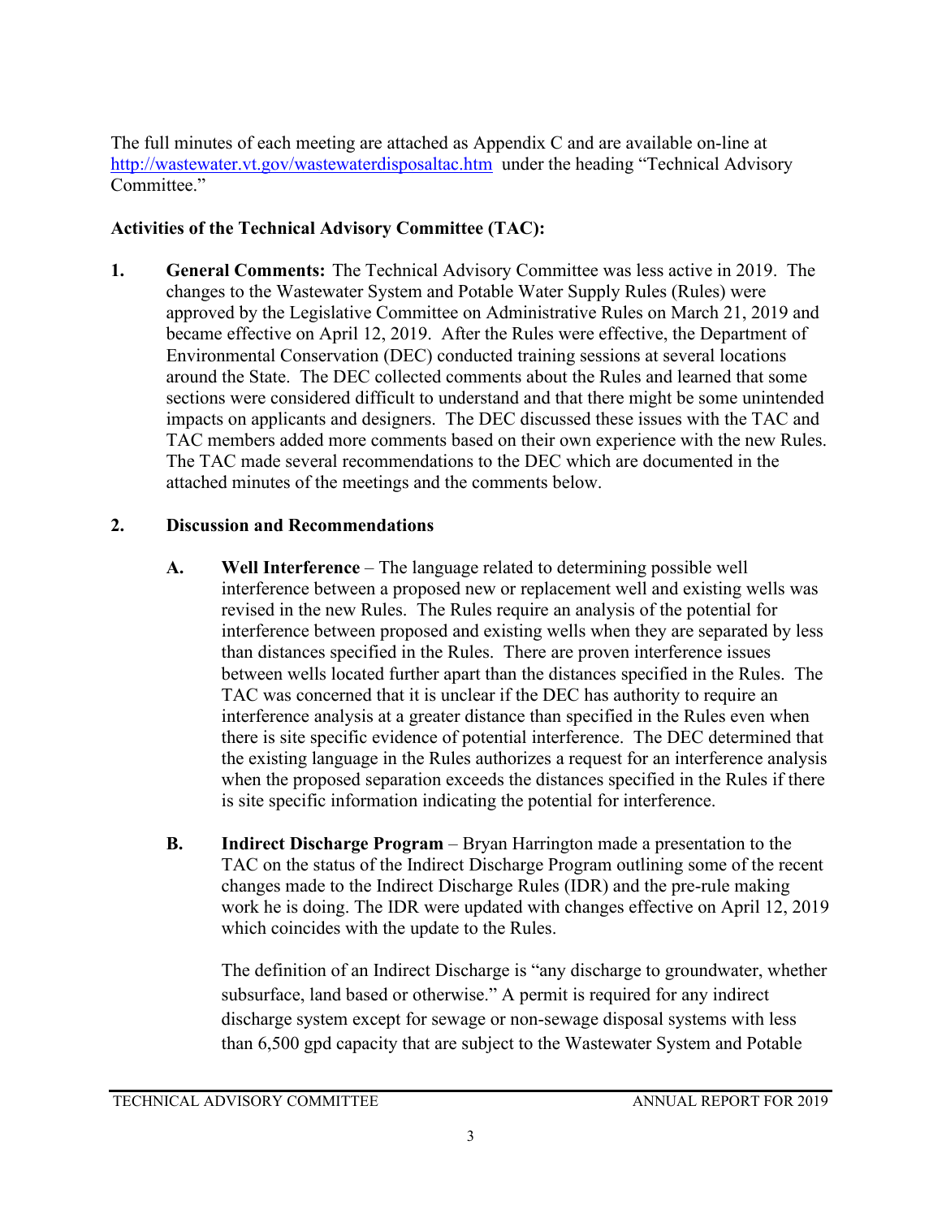The full minutes of each meeting are attached as Appendix C and are available on-line at http://wastewater.vt.gov/wastewaterdisposaltac.htm under the heading "Technical Advisory Committee."

**Activities of the Technical Advisory Committee (TAC):**

1. **General Comments:** The Technical Advisory Committee was less active in 2019. The changes to the Wastewater System and Potable Water Supply Rules (Rules) were approved by the Legislative Committee on Administrative Rules on March 21, 2019 and became effective on April 12, 2019. After the Rules were effective, the Department of Environmental Conservation (DEC) conducted training sessions at several locations around the State. The DEC collected comments about the Rules and learned that some sections were considered difficult to understand and that there might be some unintended impacts on applicants and designers. The DEC discussed these issues with the TAC and TAC members added more comments based on their own experience with the new Rules. The TAC made several recommendations to the DEC which are documented in the attached minutes of the meetings and the comments below.

2. **Discussion and Recommendations**

   A. **Well Interference** – The language related to determining possible well interference between a proposed new or replacement well and existing wells was revised in the new Rules. The Rules require an analysis of the potential for interference between proposed and existing wells when they are separated by less than distances specified in the Rules. There are proven interference issues between wells located further apart than the distances specified in the Rules. The TAC was concerned that it is unclear if the DEC has authority to require an interference analysis at a greater distance than specified in the Rules even when there is site specific evidence of potential interference. The DEC determined that the existing language in the Rules authorizes a request for an interference analysis when the proposed separation exceeds the distances specified in the Rules if there is site specific information indicating the potential for interference.

   B. **Indirect Discharge Program** – Bryan Harrington made a presentation to the TAC on the status of the Indirect Discharge Program outlining some of the recent changes made to the Indirect Discharge Rules (IDR) and the pre-rule making work he is doing. The IDR were updated with changes effective on April 12, 2019 which coincides with the update to the Rules.

   The definition of an Indirect Discharge is "any discharge to groundwater, whether subsurface, land based or otherwise." A permit is required for any indirect discharge system except for sewage or non-sewage disposal systems with less than 6,500 gpd capacity that are subject to the Wastewater System and Potable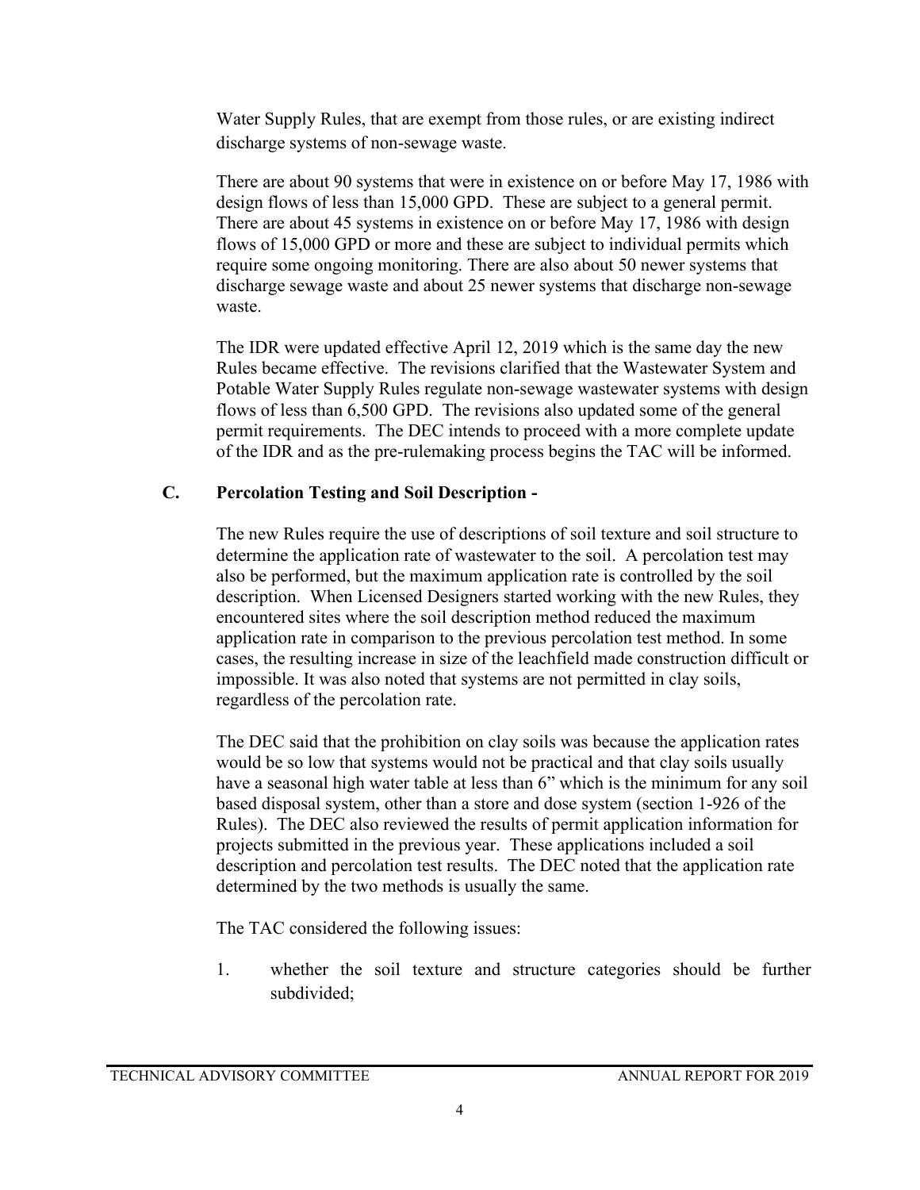Water Supply Rules, that are exempt from those rules, or are existing indirect discharge systems of non-sewage waste.

There are about 90 systems that were in existence on or before May 17, 1986 with design flows of less than 15,000 GPD. These are subject to a general permit. There are about 45 systems in existence on or before May 17, 1986 with design flows of 15,000 GPD or more and these are subject to individual permits which require some ongoing monitoring. There are also about 50 newer systems that discharge sewage waste and about 25 newer systems that discharge non-sewage waste.

The IDR were updated effective April 12, 2019 which is the same day the new Rules became effective. The revisions clarified that the Wastewater System and Potable Water Supply Rules regulate non-sewage wastewater systems with design flows of less than 6,500 GPD. The revisions also updated some of the general permit requirements. The DEC intends to proceed with a more complete update of the IDR and as the pre-rulemaking process begins the TAC will be informed.

### C. Percolation Testing and Soil Description -

The new Rules require the use of descriptions of soil texture and soil structure to determine the application rate of wastewater to the soil. A percolation test may also be performed, but the maximum application rate is controlled by the soil description. When Licensed Designers started working with the new Rules, they encountered sites where the soil description method reduced the maximum application rate in comparison to the previous percolation test method. In some cases, the resulting increase in size of the leachfield made construction difficult or impossible. It was also noted that systems are not permitted in clay soils, regardless of the percolation rate.

The DEC said that the prohibition on clay soils was because the application rates would be so low that systems would not be practical and that clay soils usually have a seasonal high water table at less than 6" which is the minimum for any soil based disposal system, other than a store and dose system (section 1-926 of the Rules). The DEC also reviewed the results of permit application information for projects submitted in the previous year. These applications included a soil description and percolation test results. The DEC noted that the application rate determined by the two methods is usually the same.

The TAC considered the following issues:

1. whether the soil texture and structure categories should be further subdivided;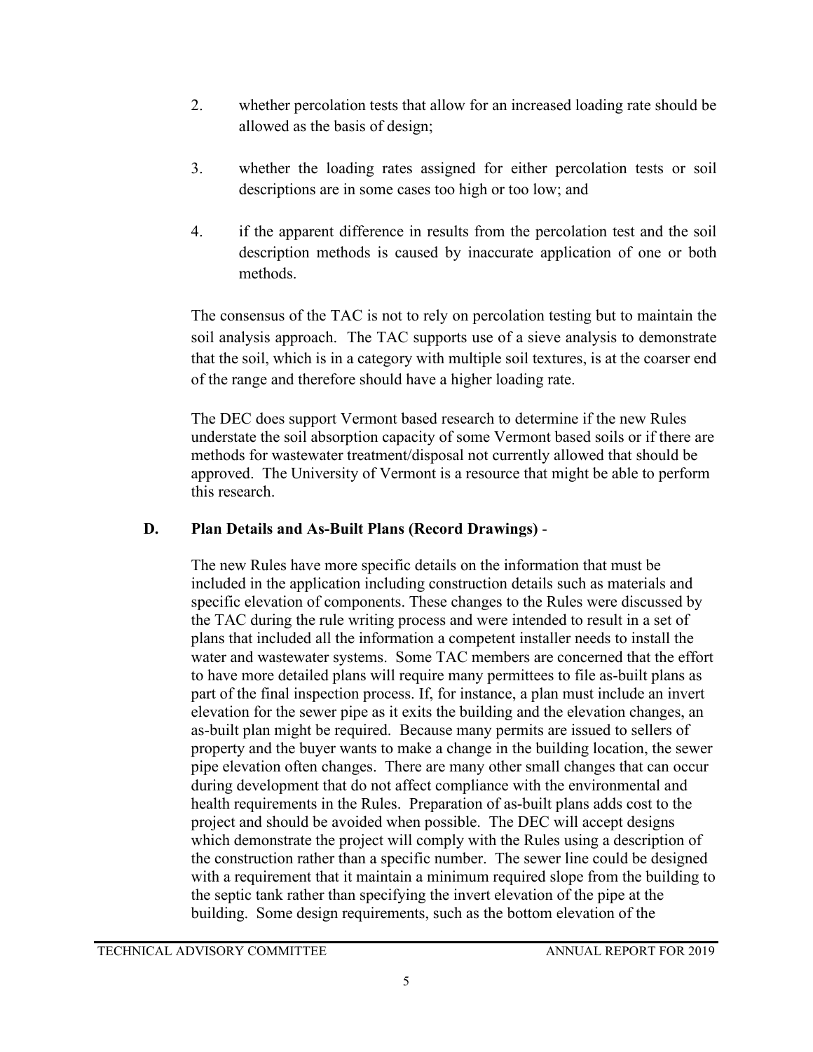2. whether percolation tests that allow for an increased loading rate should be allowed as the basis of design;

3. whether the loading rates assigned for either percolation tests or soil descriptions are in some cases too high or too low; and

4. if the apparent difference in results from the percolation test and the soil description methods is caused by inaccurate application of one or both methods.

The consensus of the TAC is not to rely on percolation testing but to maintain the soil analysis approach. The TAC supports use of a sieve analysis to demonstrate that the soil, which is in a category with multiple soil textures, is at the coarser end of the range and therefore should have a higher loading rate.

The DEC does support Vermont based research to determine if the new Rules understate the soil absorption capacity of some Vermont based soils or if there are methods for wastewater treatment/disposal not currently allowed that should be approved. The University of Vermont is a resource that might be able to perform this research.

### D. Plan Details and As-Built Plans (Record Drawings) -

The new Rules have more specific details on the information that must be included in the application including construction details such as materials and specific elevation of components. These changes to the Rules were discussed by the TAC during the rule writing process and were intended to result in a set of plans that included all the information a competent installer needs to install the water and wastewater systems. Some TAC members are concerned that the effort to have more detailed plans will require many permittees to file as-built plans as part of the final inspection process. If, for instance, a plan must include an invert elevation for the sewer pipe as it exits the building and the elevation changes, an as-built plan might be required. Because many permits are issued to sellers of property and the buyer wants to make a change in the building location, the sewer pipe elevation often changes. There are many other small changes that can occur during development that do not affect compliance with the environmental and health requirements in the Rules. Preparation of as-built plans adds cost to the project and should be avoided when possible. The DEC will accept designs which demonstrate the project will comply with the Rules using a description of the construction rather than a specific number. The sewer line could be designed with a requirement that it maintain a minimum required slope from the building to the septic tank rather than specifying the invert elevation of the pipe at the building. Some design requirements, such as the bottom elevation of the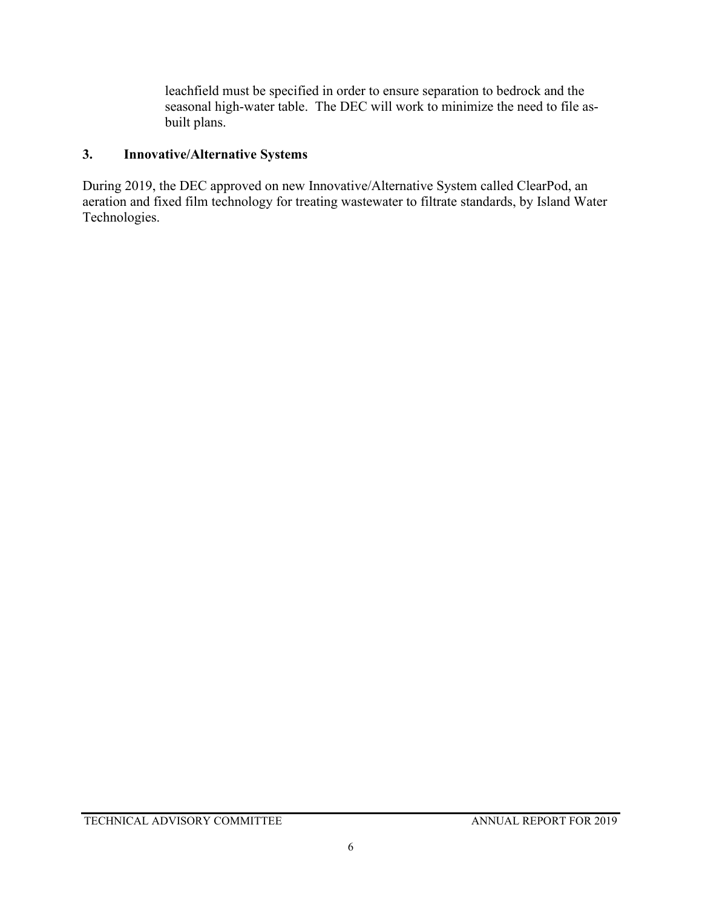leachfield must be specified in order to ensure separation to bedrock and the seasonal high-water table. The DEC will work to minimize the need to file as-built plans.

## 3. Innovative/Alternative Systems

During 2019, the DEC approved on new Innovative/Alternative System called ClearPod, an aeration and fixed film technology for treating wastewater to filtrate standards, by Island Water Technologies.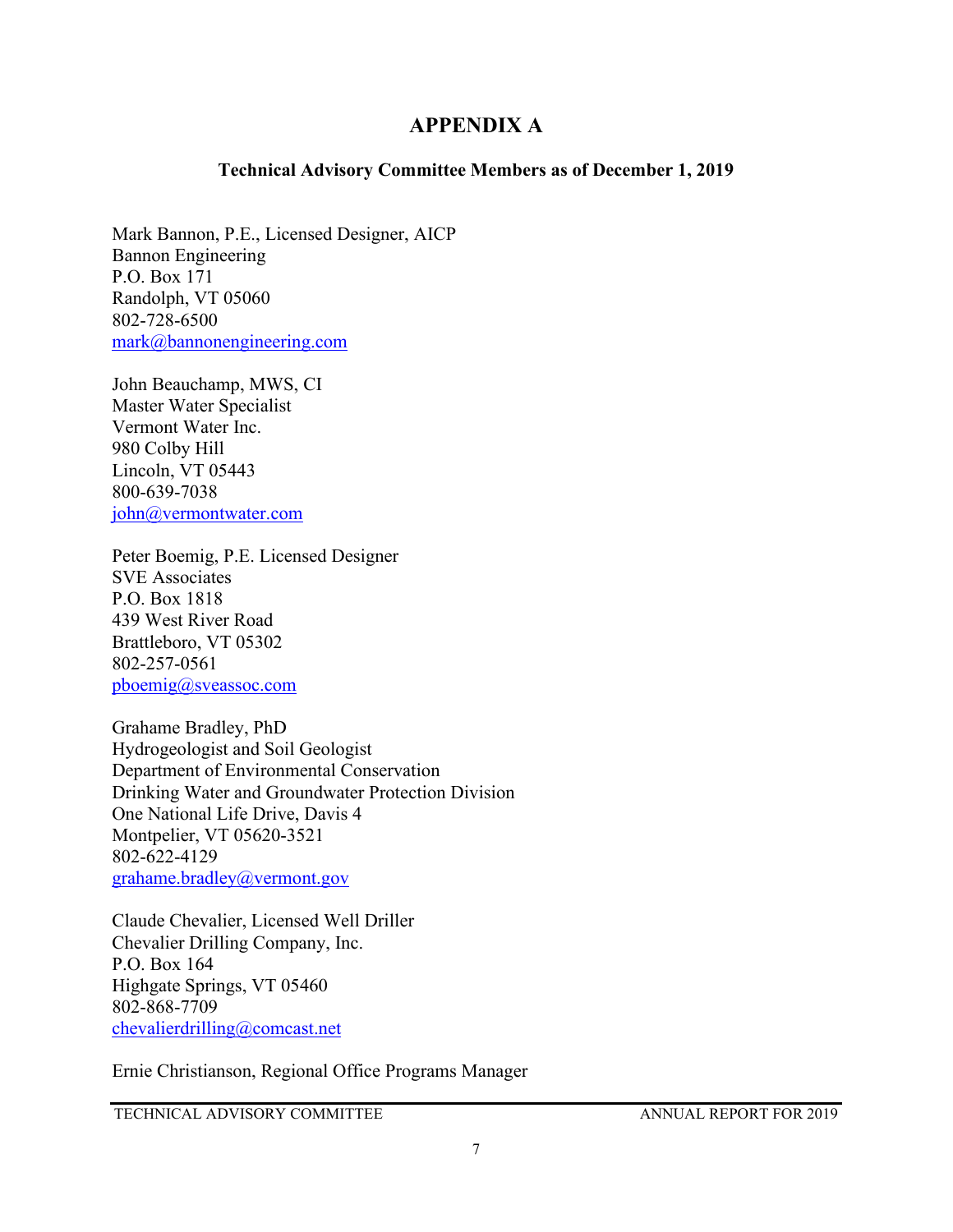# APPENDIX A

### Technical Advisory Committee Members as of December 1, 2019

Mark Bannon, P.E., Licensed Designer, AICP
Bannon Engineering
P.O. Box 171
Randolph, VT 05060
802-728-6500
mark@bannonengineering.com

John Beauchamp, MWS, CI
Master Water Specialist
Vermont Water Inc.
980 Colby Hill
Lincoln, VT 05443
800-639-7038
john@vermontwater.com

Peter Boemig, P.E. Licensed Designer
SVE Associates
P.O. Box 1818
439 West River Road
Brattleboro, VT 05302
802-257-0561
pboemig@sveassoc.com

Grahame Bradley, PhD
Hydrogeologist and Soil Geologist
Department of Environmental Conservation
Drinking Water and Groundwater Protection Division
One National Life Drive, Davis 4
Montpelier, VT 05620-3521
802-622-4129
grahame.bradley@vermont.gov

Claude Chevalier, Licensed Well Driller
Chevalier Drilling Company, Inc.
P.O. Box 164
Highgate Springs, VT 05460
802-868-7709
chevalierdrilling@comcast.net

Ernie Christianson, Regional Office Programs Manager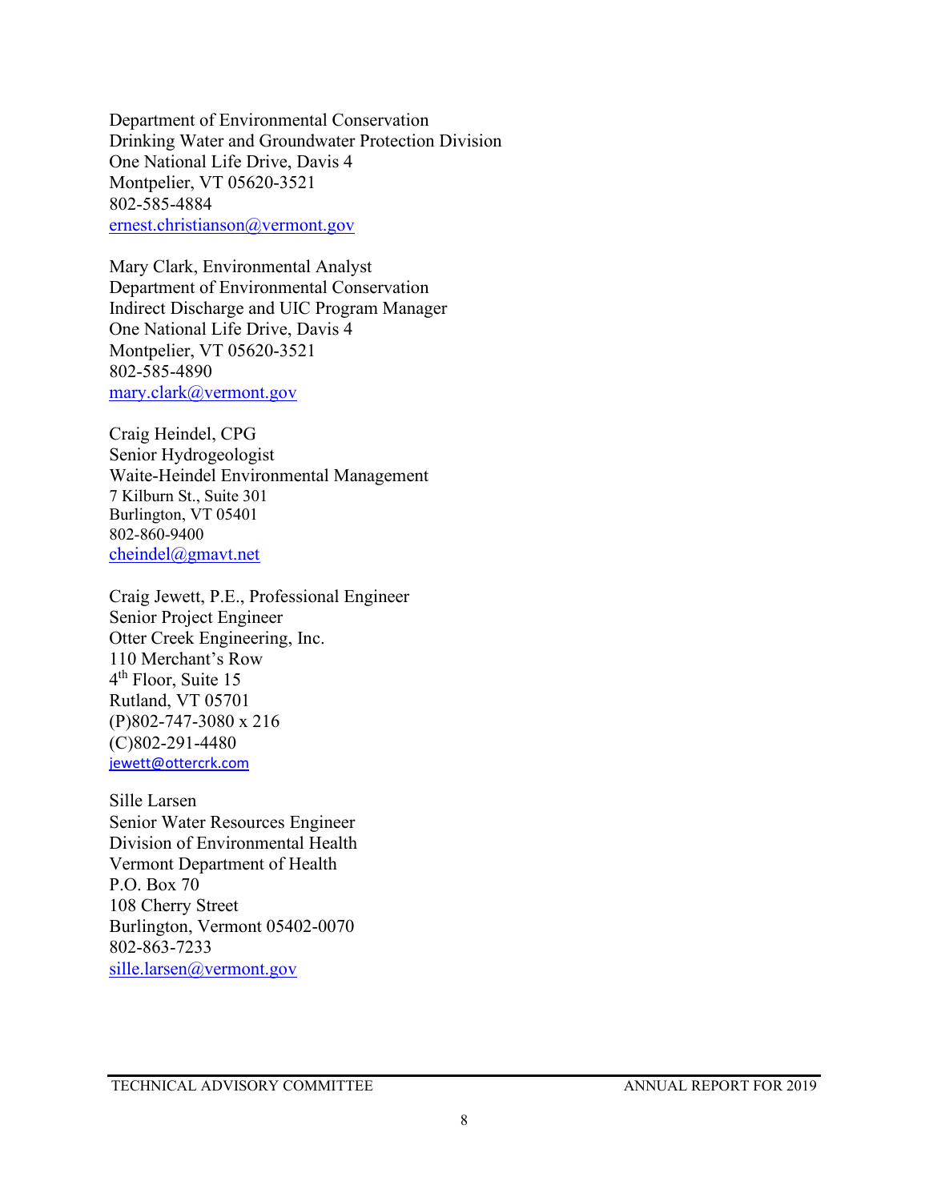Department of Environmental Conservation
Drinking Water and Groundwater Protection Division
One National Life Drive, Davis 4
Montpelier, VT 05620-3521
802-585-4884
ernest.christianson@vermont.gov

Mary Clark, Environmental Analyst
Department of Environmental Conservation
Indirect Discharge and UIC Program Manager
One National Life Drive, Davis 4
Montpelier, VT 05620-3521
802-585-4890
mary.clark@vermont.gov

Craig Heindel, CPG
Senior Hydrogeologist
Waite-Heindel Environmental Management
7 Kilburn St., Suite 301
Burlington, VT 05401
802-860-9400
cheindel@gmavt.net

Craig Jewett, P.E., Professional Engineer
Senior Project Engineer
Otter Creek Engineering, Inc.
110 Merchant's Row
4th Floor, Suite 15
Rutland, VT 05701
(P)802-747-3080 x 216
(C)802-291-4480
jewett@ottercrk.com

Sille Larsen
Senior Water Resources Engineer
Division of Environmental Health
Vermont Department of Health
P.O. Box 70
108 Cherry Street
Burlington, Vermont 05402-0070
802-863-7233
sille.larsen@vermont.gov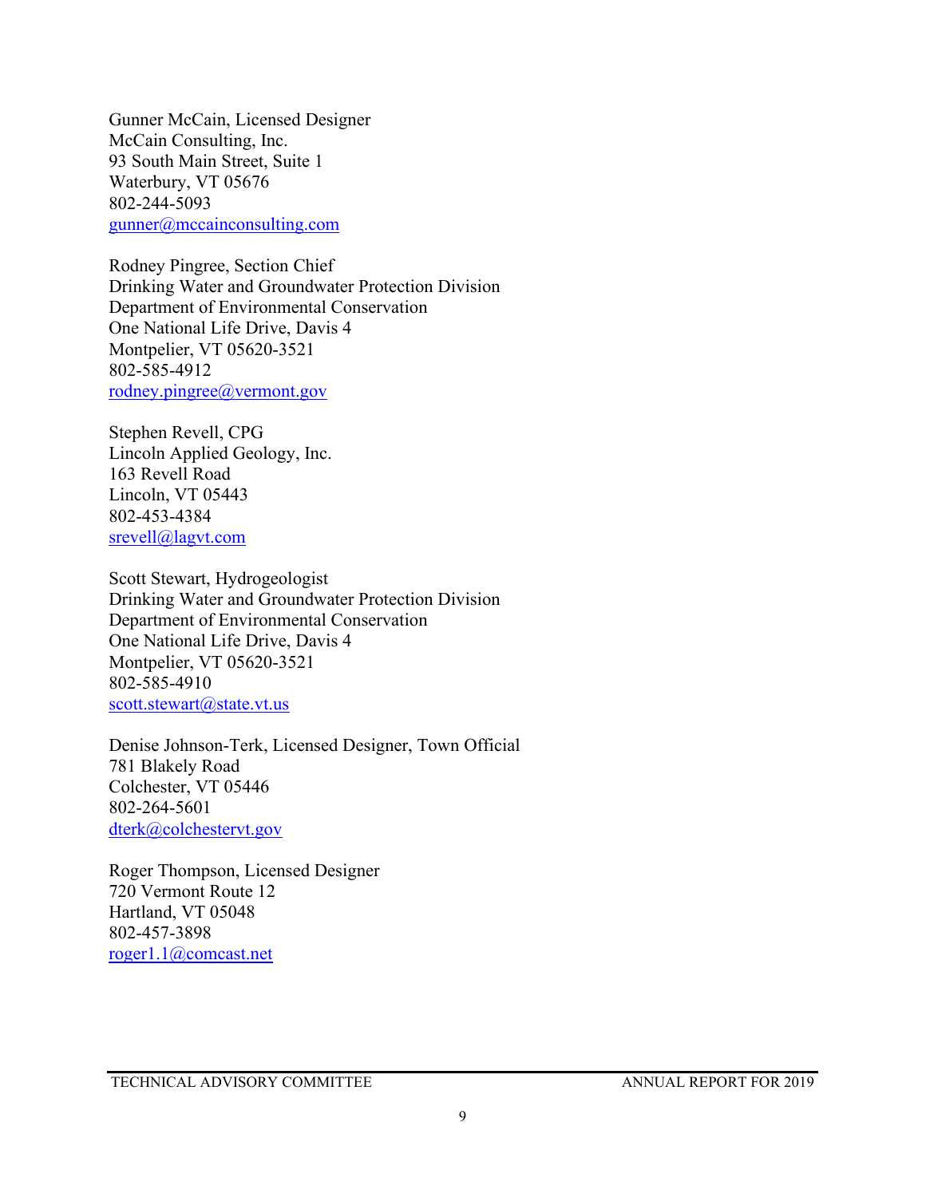Gunner McCain, Licensed Designer
McCain Consulting, Inc.
93 South Main Street, Suite 1
Waterbury, VT 05676
802-244-5093
gunner@mccainconsulting.com

Rodney Pingree, Section Chief
Drinking Water and Groundwater Protection Division
Department of Environmental Conservation
One National Life Drive, Davis 4
Montpelier, VT 05620-3521
802-585-4912
rodney.pingree@vermont.gov

Stephen Revell, CPG
Lincoln Applied Geology, Inc.
163 Revell Road
Lincoln, VT 05443
802-453-4384
srevell@lagvt.com

Scott Stewart, Hydrogeologist
Drinking Water and Groundwater Protection Division
Department of Environmental Conservation
One National Life Drive, Davis 4
Montpelier, VT 05620-3521
802-585-4910
scott.stewart@state.vt.us

Denise Johnson-Terk, Licensed Designer, Town Official
781 Blakely Road
Colchester, VT 05446
802-264-5601
dterk@colchestervt.gov

Roger Thompson, Licensed Designer
720 Vermont Route 12
Hartland, VT 05048
802-457-3898
roger1.1@comcast.net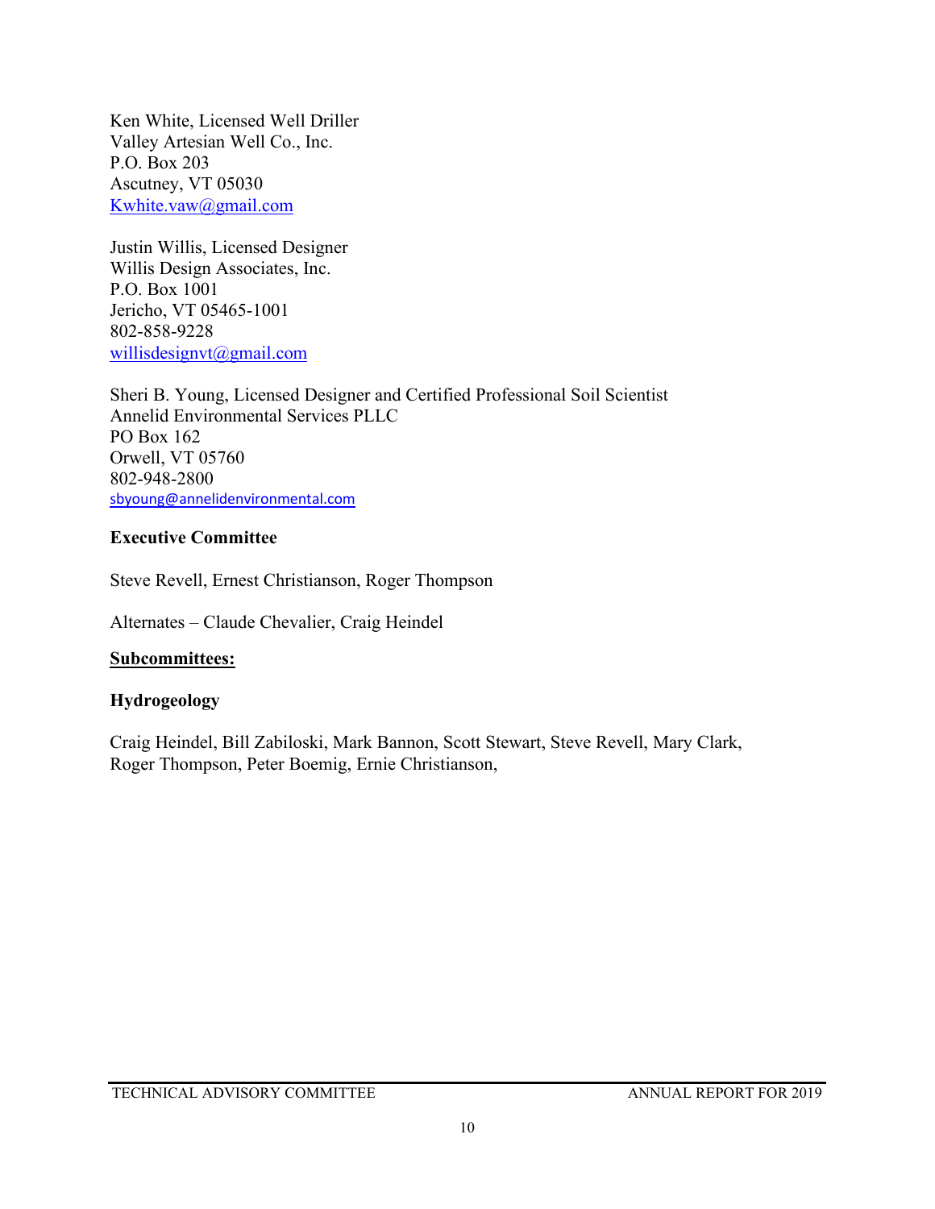Ken White, Licensed Well Driller
Valley Artesian Well Co., Inc.
P.O. Box 203
Ascutney, VT 05030
Kwhite.vaw@gmail.com

Justin Willis, Licensed Designer
Willis Design Associates, Inc.
P.O. Box 1001
Jericho, VT 05465-1001
802-858-9228
willisdesignvt@gmail.com

Sheri B. Young, Licensed Designer and Certified Professional Soil Scientist
Annelid Environmental Services PLLC
PO Box 162
Orwell, VT 05760
802-948-2800
sbyoung@annelidenvironmental.com

**Executive Committee**

Steve Revell, Ernest Christianson, Roger Thompson

Alternates – Claude Chevalier, Craig Heindel

**Subcommittees:**

**Hydrogeology**

Craig Heindel, Bill Zabiloski, Mark Bannon, Scott Stewart, Steve Revell, Mary Clark, Roger Thompson, Peter Boemig, Ernie Christianson,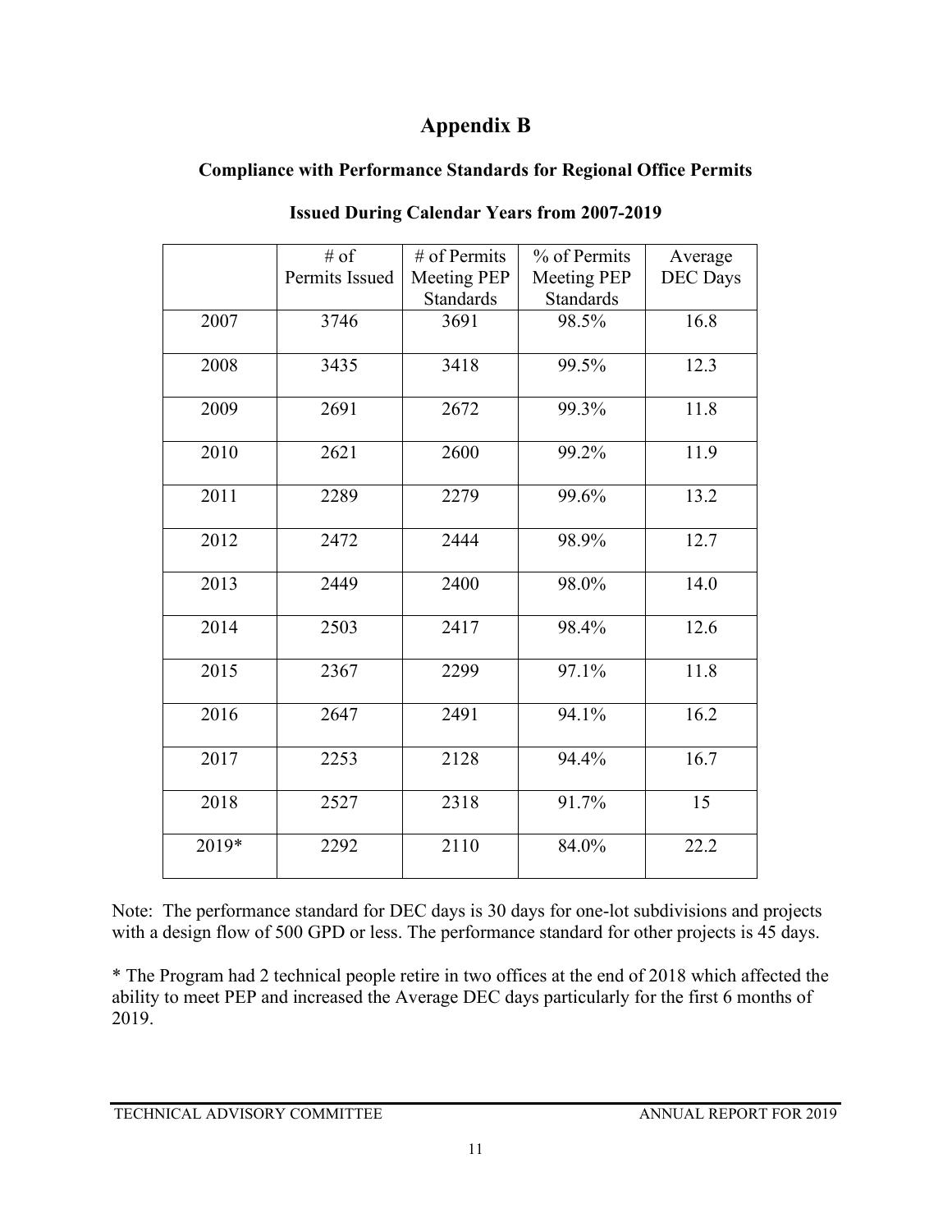# Appendix B

### Compliance with Performance Standards for Regional Office Permits

### Issued During Calendar Years from 2007-2019

| | # of Permits Issued | # of Permits Meeting PEP Standards | % of Permits Meeting PEP Standards | Average DEC Days |
|---|---|---|---|---|
| 2007 | 3746 | 3691 | 98.5% | 16.8 |
| 2008 | 3435 | 3418 | 99.5% | 12.3 |
| 2009 | 2691 | 2672 | 99.3% | 11.8 |
| 2010 | 2621 | 2600 | 99.2% | 11.9 |
| 2011 | 2289 | 2279 | 99.6% | 13.2 |
| 2012 | 2472 | 2444 | 98.9% | 12.7 |
| 2013 | 2449 | 2400 | 98.0% | 14.0 |
| 2014 | 2503 | 2417 | 98.4% | 12.6 |
| 2015 | 2367 | 2299 | 97.1% | 11.8 |
| 2016 | 2647 | 2491 | 94.1% | 16.2 |
| 2017 | 2253 | 2128 | 94.4% | 16.7 |
| 2018 | 2527 | 2318 | 91.7% | 15 |
| 2019* | 2292 | 2110 | 84.0% | 22.2 |

Note: The performance standard for DEC days is 30 days for one-lot subdivisions and projects with a design flow of 500 GPD or less. The performance standard for other projects is 45 days.

* The Program had 2 technical people retire in two offices at the end of 2018 which affected the ability to meet PEP and increased the Average DEC days particularly for the first 6 months of 2019.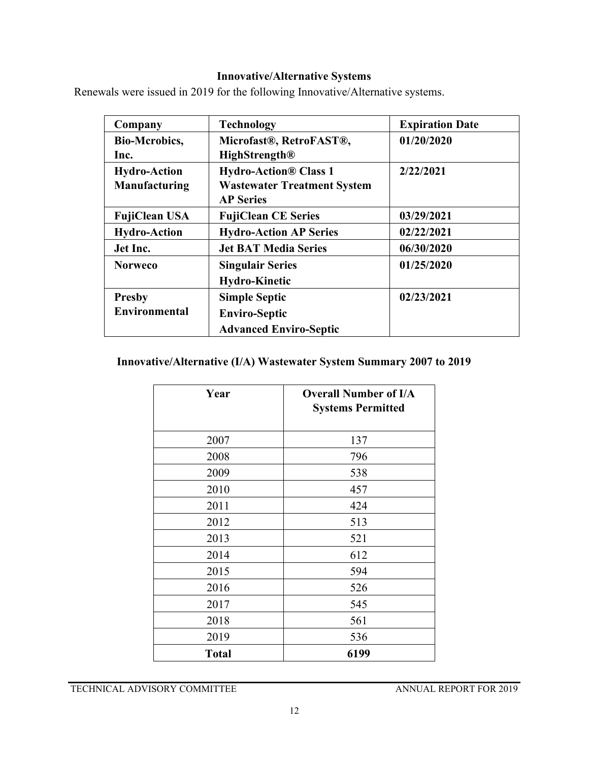### Innovative/Alternative Systems

Renewals were issued in 2019 for the following Innovative/Alternative systems.

| Company | Technology | Expiration Date |
|---|---|---|
| **Bio-Mcrobics, Inc.** | **Microfast®, RetroFAST®, HighStrength®** | **01/20/2020** |
| **Hydro-Action Manufacturing** | **Hydro-Action® Class 1 Wastewater Treatment System AP Series** | **2/22/2021** |
| **FujiClean USA** | **FujiClean CE Series** | **03/29/2021** |
| **Hydro-Action** | **Hydro-Action AP Series** | **02/22/2021** |
| **Jet Inc.** | **Jet BAT Media Series** | **06/30/2020** |
| **Norweco** | **Singulair Series**<br>**Hydro-Kinetic** | **01/25/2020** |
| **Presby Environmental** | **Simple Septic**<br>**Enviro-Septic**<br>**Advanced Enviro-Septic** | **02/23/2021** |

### Innovative/Alternative (I/A) Wastewater System Summary 2007 to 2019

| Year | Overall Number of I/A Systems Permitted |
|---|---|
| 2007 | 137 |
| 2008 | 796 |
| 2009 | 538 |
| 2010 | 457 |
| 2011 | 424 |
| 2012 | 513 |
| 2013 | 521 |
| 2014 | 612 |
| 2015 | 594 |
| 2016 | 526 |
| 2017 | 545 |
| 2018 | 561 |
| 2019 | 536 |
| **Total** | **6199** |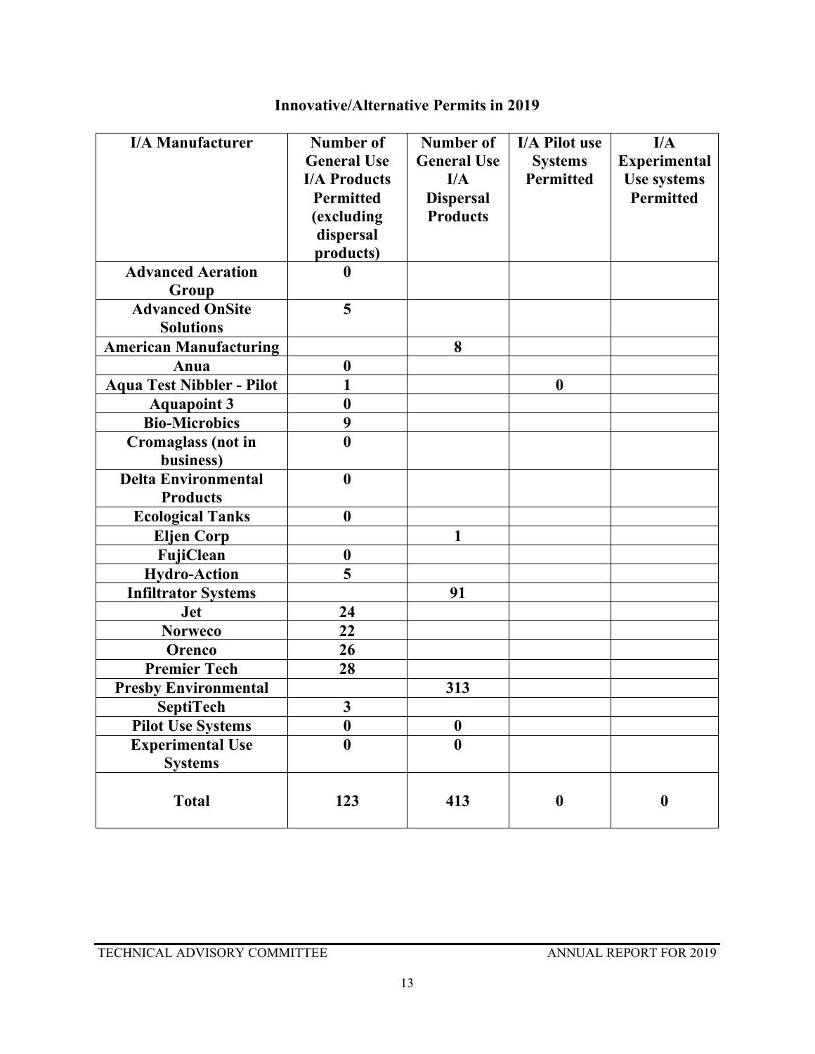## Innovative/Alternative Permits in 2019

| I/A Manufacturer | Number of General Use I/A Products Permitted (excluding dispersal products) | Number of General Use I/A Dispersal Products | I/A Pilot use Systems Permitted | I/A Experimental Use systems Permitted |
|---|---|---|---|---|
| Advanced Aeration Group | 0 | | | |
| Advanced OnSite Solutions | 5 | | | |
| American Manufacturing | | 8 | | |
| Anua | 0 | | | |
| Aqua Test Nibbler - Pilot | 1 | | 0 | |
| Aquapoint 3 | 0 | | | |
| Bio-Microbics | 9 | | | |
| Cromaglass (not in business) | 0 | | | |
| Delta Environmental Products | 0 | | | |
| Ecological Tanks | 0 | | | |
| Eljen Corp | | 1 | | |
| FujiClean | 0 | | | |
| Hydro-Action | 5 | | | |
| Infiltrator Systems | | 91 | | |
| Jet | 24 | | | |
| Norweco | 22 | | | |
| Orenco | 26 | | | |
| Premier Tech | 28 | | | |
| Presby Environmental | | 313 | | |
| SeptiTech | 3 | | | |
| Pilot Use Systems | 0 | 0 | | |
| Experimental Use Systems | 0 | 0 | | |
| **Total** | **123** | **413** | **0** | **0** |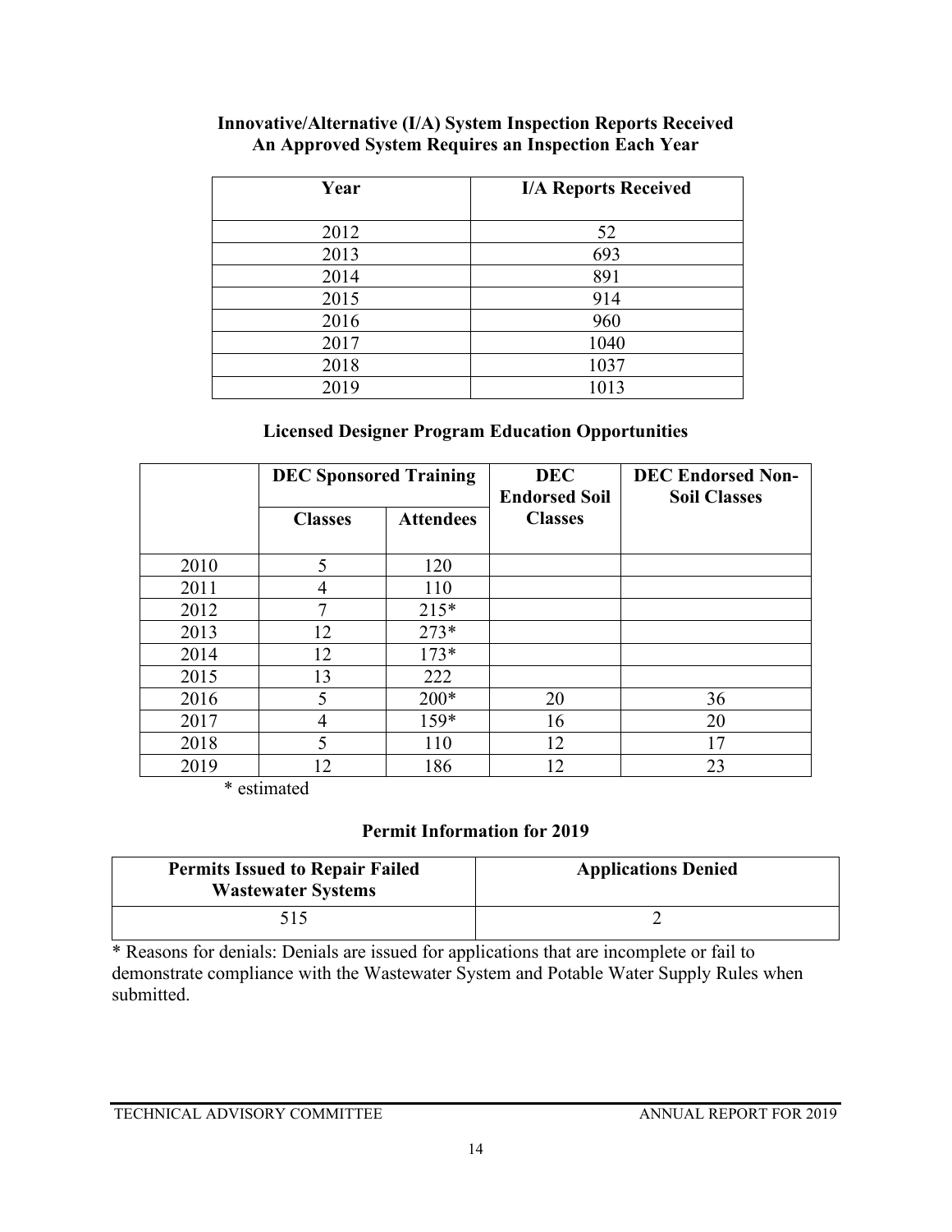**Innovative/Alternative (I/A) System Inspection Reports Received**
**An Approved System Requires an Inspection Each Year**

| Year | I/A Reports Received |
|---|---|
| 2012 | 52 |
| 2013 | 693 |
| 2014 | 891 |
| 2015 | 914 |
| 2016 | 960 |
| 2017 | 1040 |
| 2018 | 1037 |
| 2019 | 1013 |

**Licensed Designer Program Education Opportunities**

| | DEC Sponsored Training | | DEC Endorsed Soil Classes | DEC Endorsed Non-Soil Classes |
|---|---|---|---|---|
| | Classes | Attendees | | |
| 2010 | 5 | 120 | | |
| 2011 | 4 | 110 | | |
| 2012 | 7 | 215* | | |
| 2013 | 12 | 273* | | |
| 2014 | 12 | 173* | | |
| 2015 | 13 | 222 | | |
| 2016 | 5 | 200* | 20 | 36 |
| 2017 | 4 | 159* | 16 | 20 |
| 2018 | 5 | 110 | 12 | 17 |
| 2019 | 12 | 186 | 12 | 23 |

\* estimated

**Permit Information for 2019**

| Permits Issued to Repair Failed Wastewater Systems | Applications Denied |
|---|---|
| 515 | 2 |

\* Reasons for denials: Denials are issued for applications that are incomplete or fail to demonstrate compliance with the Wastewater System and Potable Water Supply Rules when submitted.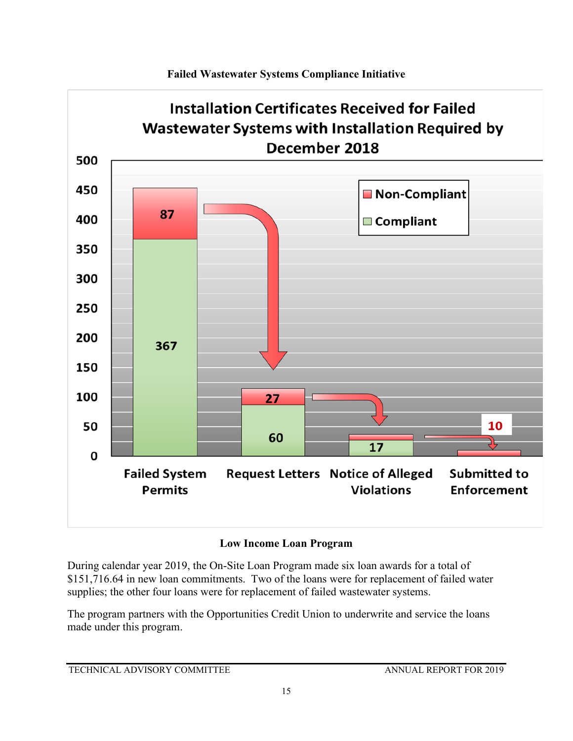**Failed Wastewater Systems Compliance Initiative**

Installation Certificates Received for Failed Wastewater Systems with Installation Required by December 2018

500
450
400
350
300
250
200
150
100
50
0

Non-Compliant
Compliant

87
367
27
60
17
10

Failed System Permits
Request Letters
Notice of Alleged Violations
Submitted to Enforcement

**Low Income Loan Program**

During calendar year 2019, the On-Site Loan Program made six loan awards for a total of $151,716.64 in new loan commitments. Two of the loans were for replacement of failed water supplies; the other four loans were for replacement of failed wastewater systems.

The program partners with the Opportunities Credit Union to underwrite and service the loans made under this program.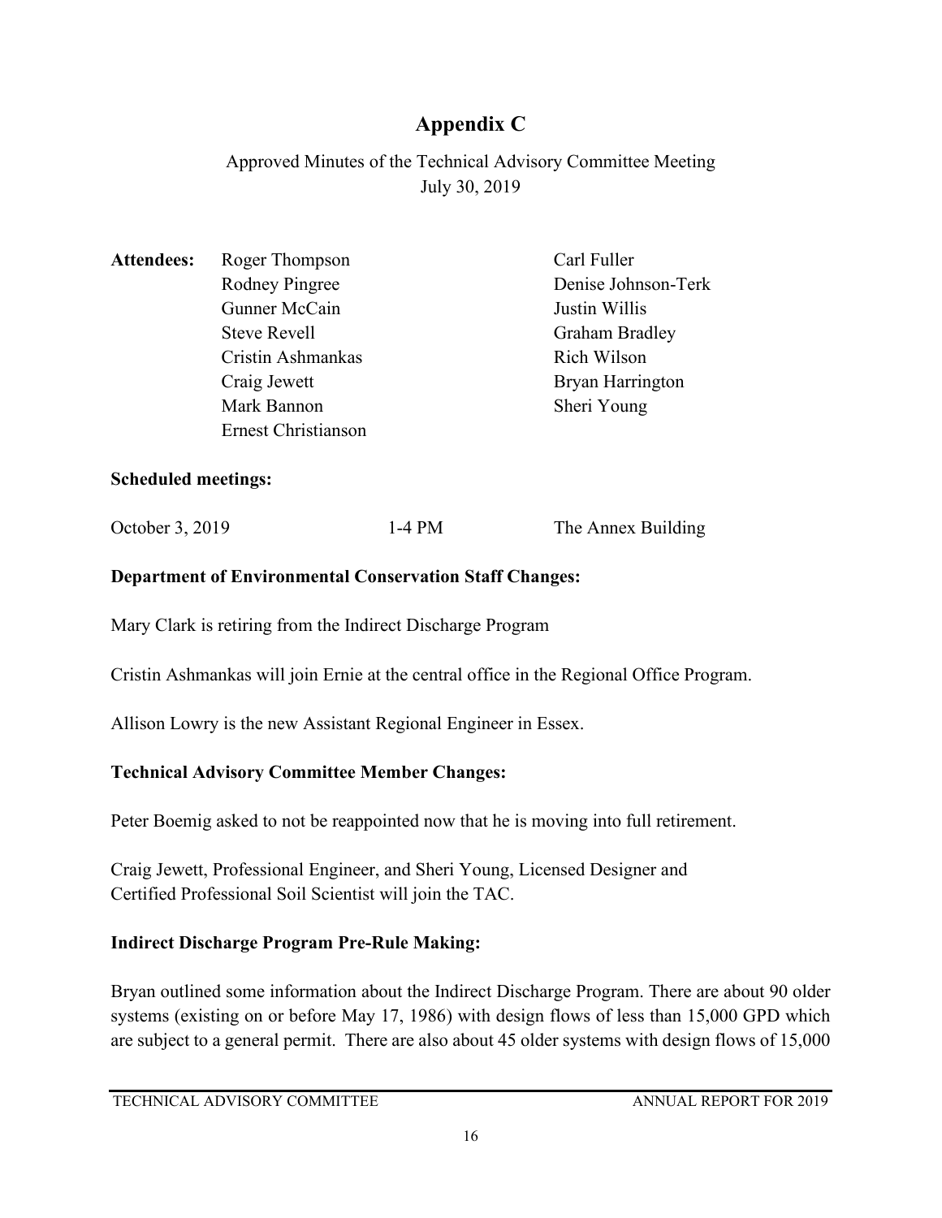# Appendix C

Approved Minutes of the Technical Advisory Committee Meeting
July 30, 2019

**Attendees:**

| | |
|---|---|
| Roger Thompson | Carl Fuller |
| Rodney Pingree | Denise Johnson-Terk |
| Gunner McCain | Justin Willis |
| Steve Revell | Graham Bradley |
| Cristin Ashmankas | Rich Wilson |
| Craig Jewett | Bryan Harrington |
| Mark Bannon | Sheri Young |
| Ernest Christianson | |

**Scheduled meetings:**

October 3, 2019 1-4 PM The Annex Building

**Department of Environmental Conservation Staff Changes:**

Mary Clark is retiring from the Indirect Discharge Program

Cristin Ashmankas will join Ernie at the central office in the Regional Office Program.

Allison Lowry is the new Assistant Regional Engineer in Essex.

**Technical Advisory Committee Member Changes:**

Peter Boemig asked to not be reappointed now that he is moving into full retirement.

Craig Jewett, Professional Engineer, and Sheri Young, Licensed Designer and Certified Professional Soil Scientist will join the TAC.

**Indirect Discharge Program Pre-Rule Making:**

Bryan outlined some information about the Indirect Discharge Program. There are about 90 older systems (existing on or before May 17, 1986) with design flows of less than 15,000 GPD which are subject to a general permit. There are also about 45 older systems with design flows of 15,000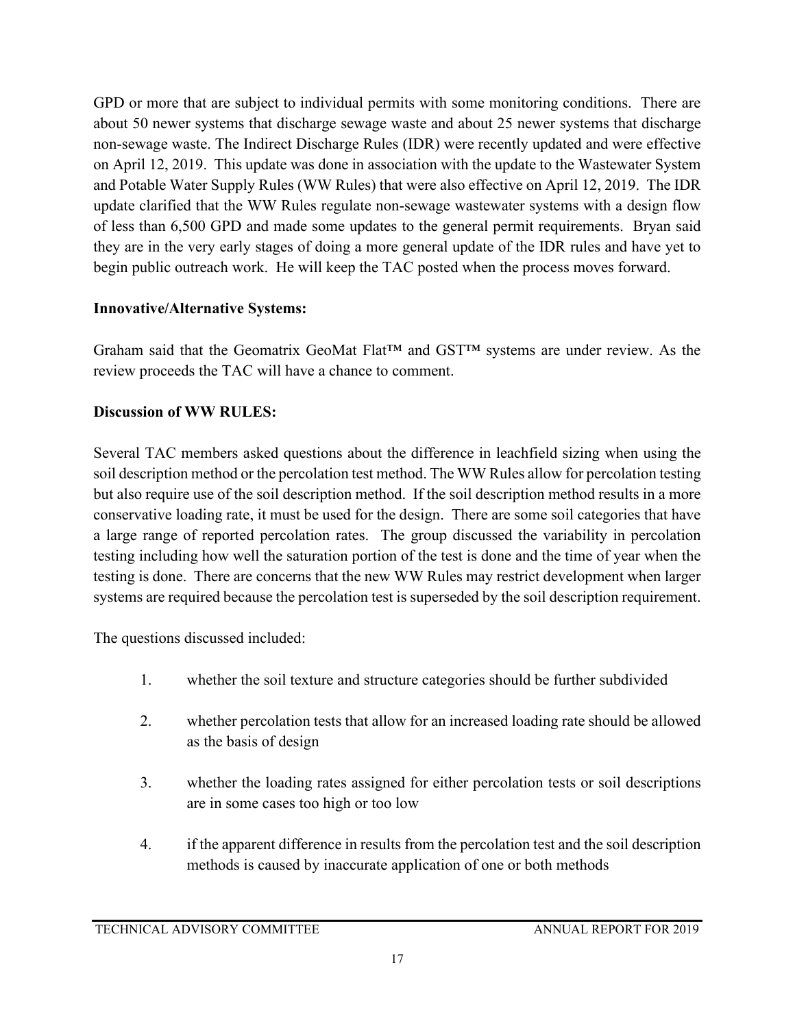GPD or more that are subject to individual permits with some monitoring conditions. There are about 50 newer systems that discharge sewage waste and about 25 newer systems that discharge non-sewage waste. The Indirect Discharge Rules (IDR) were recently updated and were effective on April 12, 2019. This update was done in association with the update to the Wastewater System and Potable Water Supply Rules (WW Rules) that were also effective on April 12, 2019. The IDR update clarified that the WW Rules regulate non-sewage wastewater systems with a design flow of less than 6,500 GPD and made some updates to the general permit requirements. Bryan said they are in the very early stages of doing a more general update of the IDR rules and have yet to begin public outreach work. He will keep the TAC posted when the process moves forward.

**Innovative/Alternative Systems:**

Graham said that the Geomatrix GeoMat Flat™ and GST™ systems are under review. As the review proceeds the TAC will have a chance to comment.

**Discussion of WW RULES:**

Several TAC members asked questions about the difference in leachfield sizing when using the soil description method or the percolation test method. The WW Rules allow for percolation testing but also require use of the soil description method. If the soil description method results in a more conservative loading rate, it must be used for the design. There are some soil categories that have a large range of reported percolation rates. The group discussed the variability in percolation testing including how well the saturation portion of the test is done and the time of year when the testing is done. There are concerns that the new WW Rules may restrict development when larger systems are required because the percolation test is superseded by the soil description requirement.

The questions discussed included:

1. whether the soil texture and structure categories should be further subdivided
2. whether percolation tests that allow for an increased loading rate should be allowed as the basis of design
3. whether the loading rates assigned for either percolation tests or soil descriptions are in some cases too high or too low
4. if the apparent difference in results from the percolation test and the soil description methods is caused by inaccurate application of one or both methods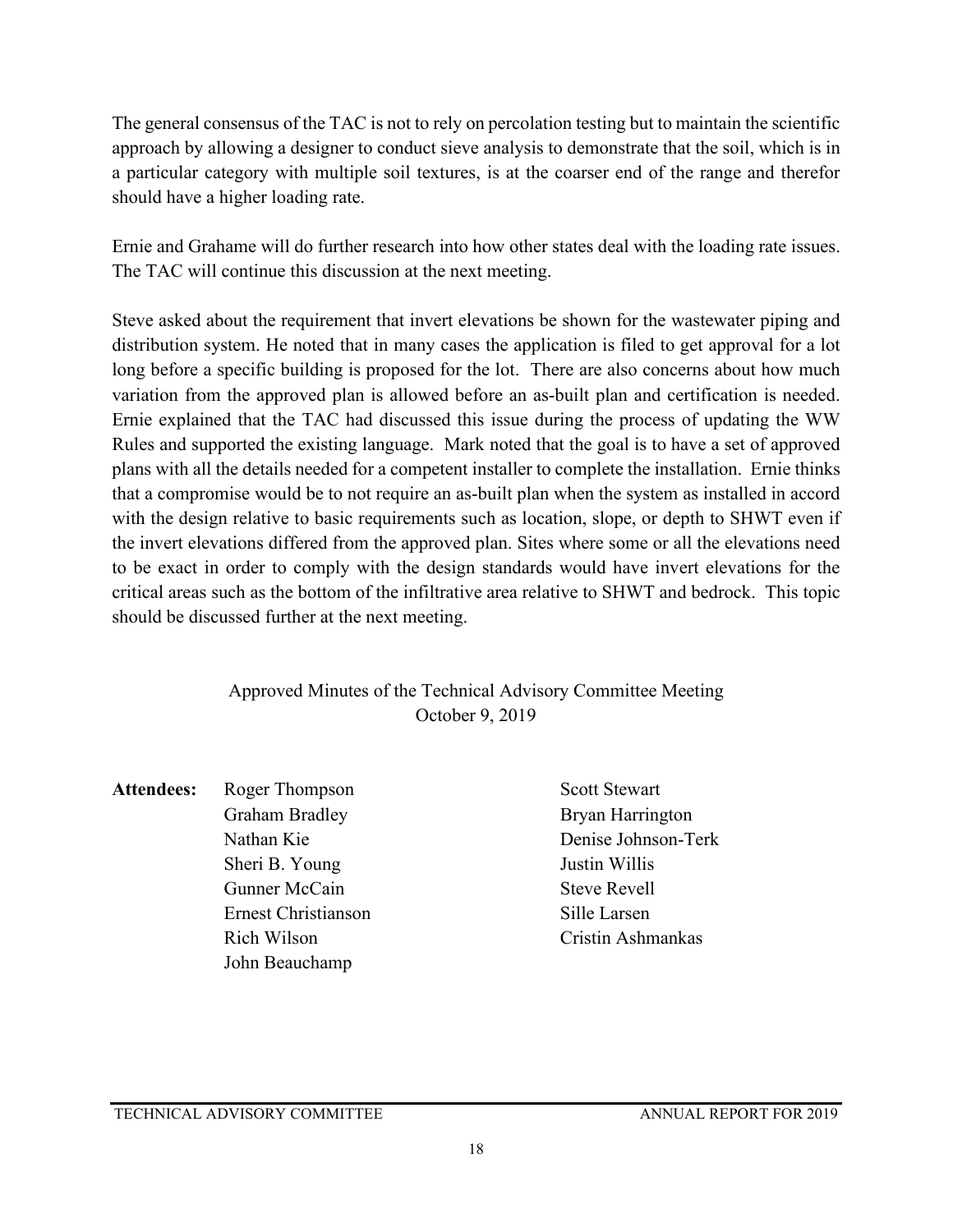The general consensus of the TAC is not to rely on percolation testing but to maintain the scientific approach by allowing a designer to conduct sieve analysis to demonstrate that the soil, which is in a particular category with multiple soil textures, is at the coarser end of the range and therefor should have a higher loading rate.

Ernie and Grahame will do further research into how other states deal with the loading rate issues. The TAC will continue this discussion at the next meeting.

Steve asked about the requirement that invert elevations be shown for the wastewater piping and distribution system. He noted that in many cases the application is filed to get approval for a lot long before a specific building is proposed for the lot. There are also concerns about how much variation from the approved plan is allowed before an as-built plan and certification is needed. Ernie explained that the TAC had discussed this issue during the process of updating the WW Rules and supported the existing language. Mark noted that the goal is to have a set of approved plans with all the details needed for a competent installer to complete the installation. Ernie thinks that a compromise would be to not require an as-built plan when the system as installed in accord with the design relative to basic requirements such as location, slope, or depth to SHWT even if the invert elevations differed from the approved plan. Sites where some or all the elevations need to be exact in order to comply with the design standards would have invert elevations for the critical areas such as the bottom of the infiltrative area relative to SHWT and bedrock. This topic should be discussed further at the next meeting.

## Approved Minutes of the Technical Advisory Committee Meeting
## October 9, 2019

**Attendees:**

- Roger Thompson
- Graham Bradley
- Nathan Kie
- Sheri B. Young
- Gunner McCain
- Ernest Christianson
- Rich Wilson
- John Beauchamp
- Scott Stewart
- Bryan Harrington
- Denise Johnson-Terk
- Justin Willis
- Steve Revell
- Sille Larsen
- Cristin Ashmankas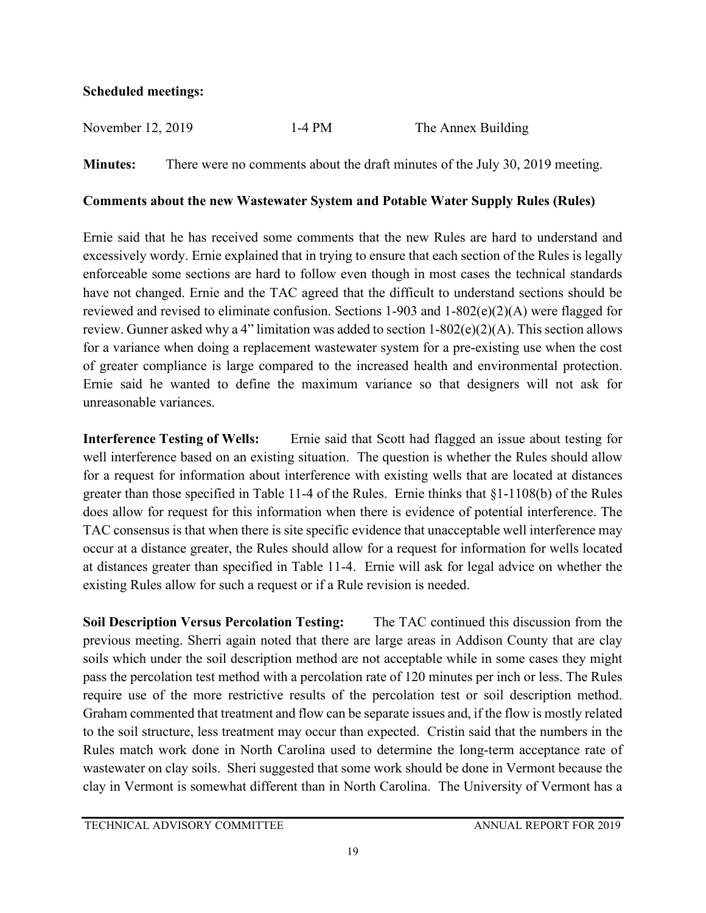**Scheduled meetings:**

November 12, 2019 &nbsp;&nbsp;&nbsp;&nbsp; 1-4 PM &nbsp;&nbsp;&nbsp;&nbsp; The Annex Building

**Minutes:** There were no comments about the draft minutes of the July 30, 2019 meeting.

**Comments about the new Wastewater System and Potable Water Supply Rules (Rules)**

Ernie said that he has received some comments that the new Rules are hard to understand and excessively wordy. Ernie explained that in trying to ensure that each section of the Rules is legally enforceable some sections are hard to follow even though in most cases the technical standards have not changed. Ernie and the TAC agreed that the difficult to understand sections should be reviewed and revised to eliminate confusion. Sections 1-903 and 1-802(e)(2)(A) were flagged for review. Gunner asked why a 4" limitation was added to section 1-802(e)(2)(A). This section allows for a variance when doing a replacement wastewater system for a pre-existing use when the cost of greater compliance is large compared to the increased health and environmental protection. Ernie said he wanted to define the maximum variance so that designers will not ask for unreasonable variances.

**Interference Testing of Wells:** Ernie said that Scott had flagged an issue about testing for well interference based on an existing situation. The question is whether the Rules should allow for a request for information about interference with existing wells that are located at distances greater than those specified in Table 11-4 of the Rules. Ernie thinks that §1-1108(b) of the Rules does allow for request for this information when there is evidence of potential interference. The TAC consensus is that when there is site specific evidence that unacceptable well interference may occur at a distance greater, the Rules should allow for a request for information for wells located at distances greater than specified in Table 11-4. Ernie will ask for legal advice on whether the existing Rules allow for such a request or if a Rule revision is needed.

**Soil Description Versus Percolation Testing:** The TAC continued this discussion from the previous meeting. Sherri again noted that there are large areas in Addison County that are clay soils which under the soil description method are not acceptable while in some cases they might pass the percolation test method with a percolation rate of 120 minutes per inch or less. The Rules require use of the more restrictive results of the percolation test or soil description method. Graham commented that treatment and flow can be separate issues and, if the flow is mostly related to the soil structure, less treatment may occur than expected. Cristin said that the numbers in the Rules match work done in North Carolina used to determine the long-term acceptance rate of wastewater on clay soils. Sheri suggested that some work should be done in Vermont because the clay in Vermont is somewhat different than in North Carolina. The University of Vermont has a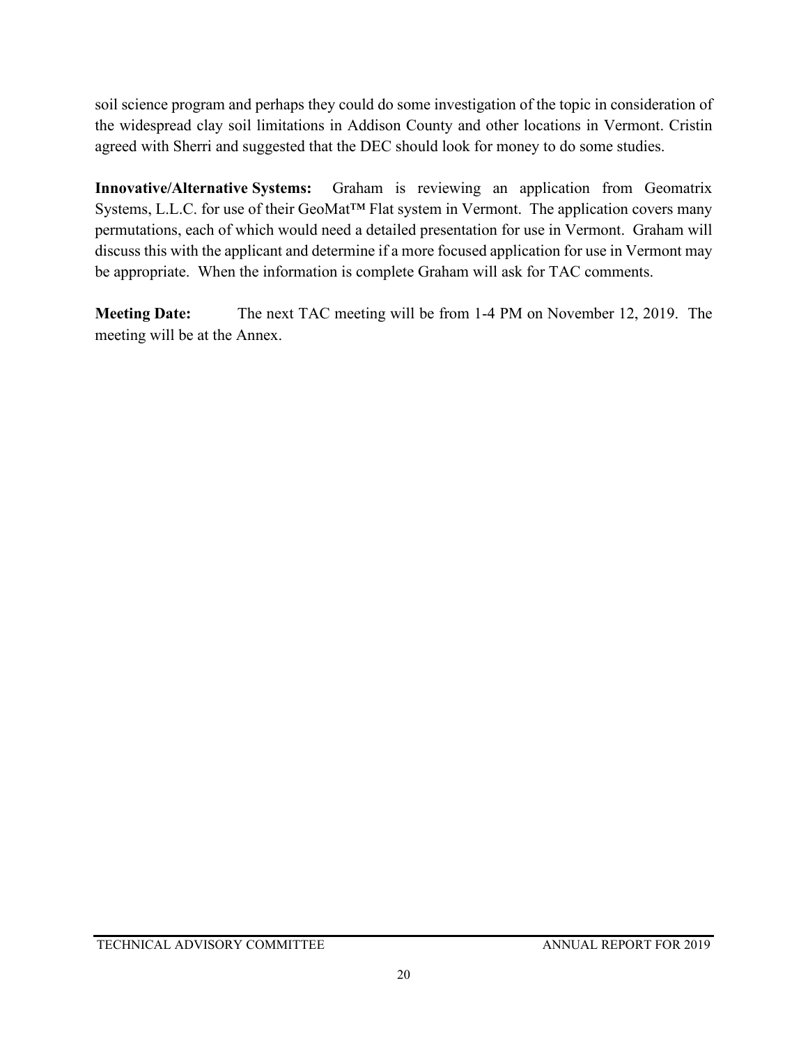soil science program and perhaps they could do some investigation of the topic in consideration of the widespread clay soil limitations in Addison County and other locations in Vermont. Cristin agreed with Sherri and suggested that the DEC should look for money to do some studies.

**Innovative/Alternative Systems:** Graham is reviewing an application from Geomatrix Systems, L.L.C. for use of their GeoMat™ Flat system in Vermont. The application covers many permutations, each of which would need a detailed presentation for use in Vermont. Graham will discuss this with the applicant and determine if a more focused application for use in Vermont may be appropriate. When the information is complete Graham will ask for TAC comments.

**Meeting Date:** The next TAC meeting will be from 1-4 PM on November 12, 2019. The meeting will be at the Annex.